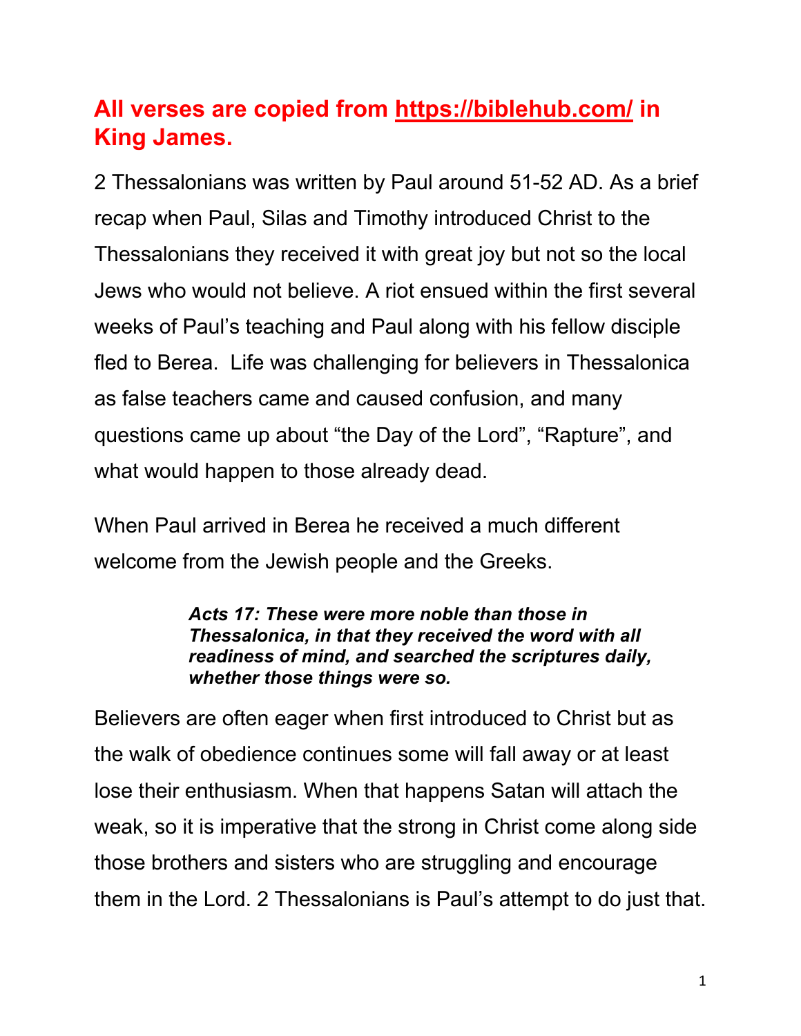**All verses are copied from [https://biblehub.com/](https://biblehub.com/) in King James.**

2 Thessalonians was written by Paul around 51-52 AD. As a brief recap when Paul, Silas and Timothy introduced Christ to the Thessalonians they received it with great joy but not so the local Jews who would not believe. A riot ensued within the first several weeks of Paul's teaching and Paul along with his fellow disciple fled to Berea. Life was challenging for believers in Thessalonica as false teachers came and caused confusion, and many questions came up about "the Day of the Lord", "Rapture", and what would happen to those already dead.

When Paul arrived in Berea he received a much different welcome from the Jewish people and the Greeks.

> ***Acts 17: These were more noble than those in Thessalonica, in that they received the word with all readiness of mind, and searched the scriptures daily, whether those things were so.***

Believers are often eager when first introduced to Christ but as the walk of obedience continues some will fall away or at least lose their enthusiasm. When that happens Satan will attach the weak, so it is imperative that the strong in Christ come along side those brothers and sisters who are struggling and encourage them in the Lord. 2 Thessalonians is Paul's attempt to do just that.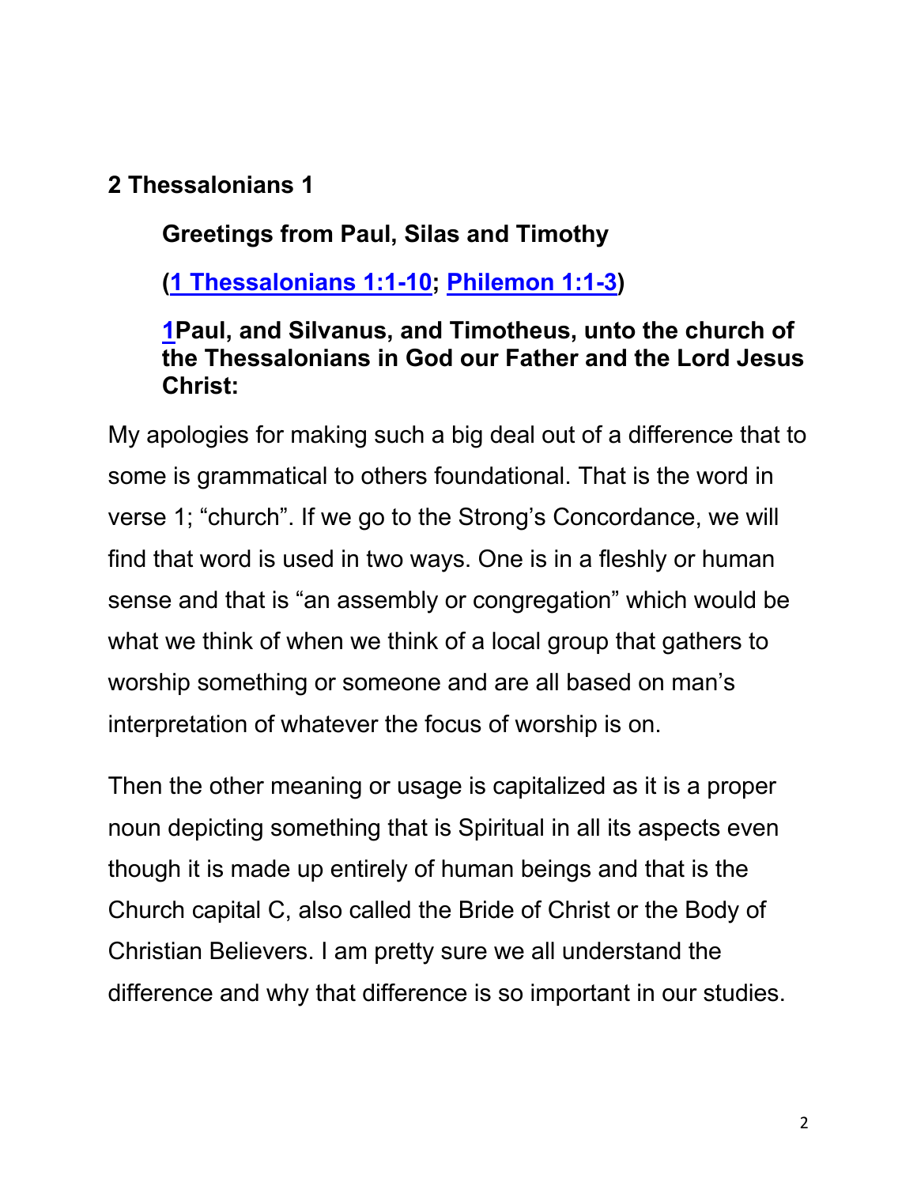## 2 Thessalonians 1

### Greetings from Paul, Silas and Timothy

**([1 Thessalonians 1:1-10](); [Philemon 1:1-3]())**

**[1]()Paul, and Silvanus, and Timotheus, unto the church of the Thessalonians in God our Father and the Lord Jesus Christ:**

My apologies for making such a big deal out of a difference that to some is grammatical to others foundational. That is the word in verse 1; "church". If we go to the Strong's Concordance, we will find that word is used in two ways. One is in a fleshly or human sense and that is "an assembly or congregation" which would be what we think of when we think of a local group that gathers to worship something or someone and are all based on man's interpretation of whatever the focus of worship is on.

Then the other meaning or usage is capitalized as it is a proper noun depicting something that is Spiritual in all its aspects even though it is made up entirely of human beings and that is the Church capital C, also called the Bride of Christ or the Body of Christian Believers. I am pretty sure we all understand the difference and why that difference is so important in our studies.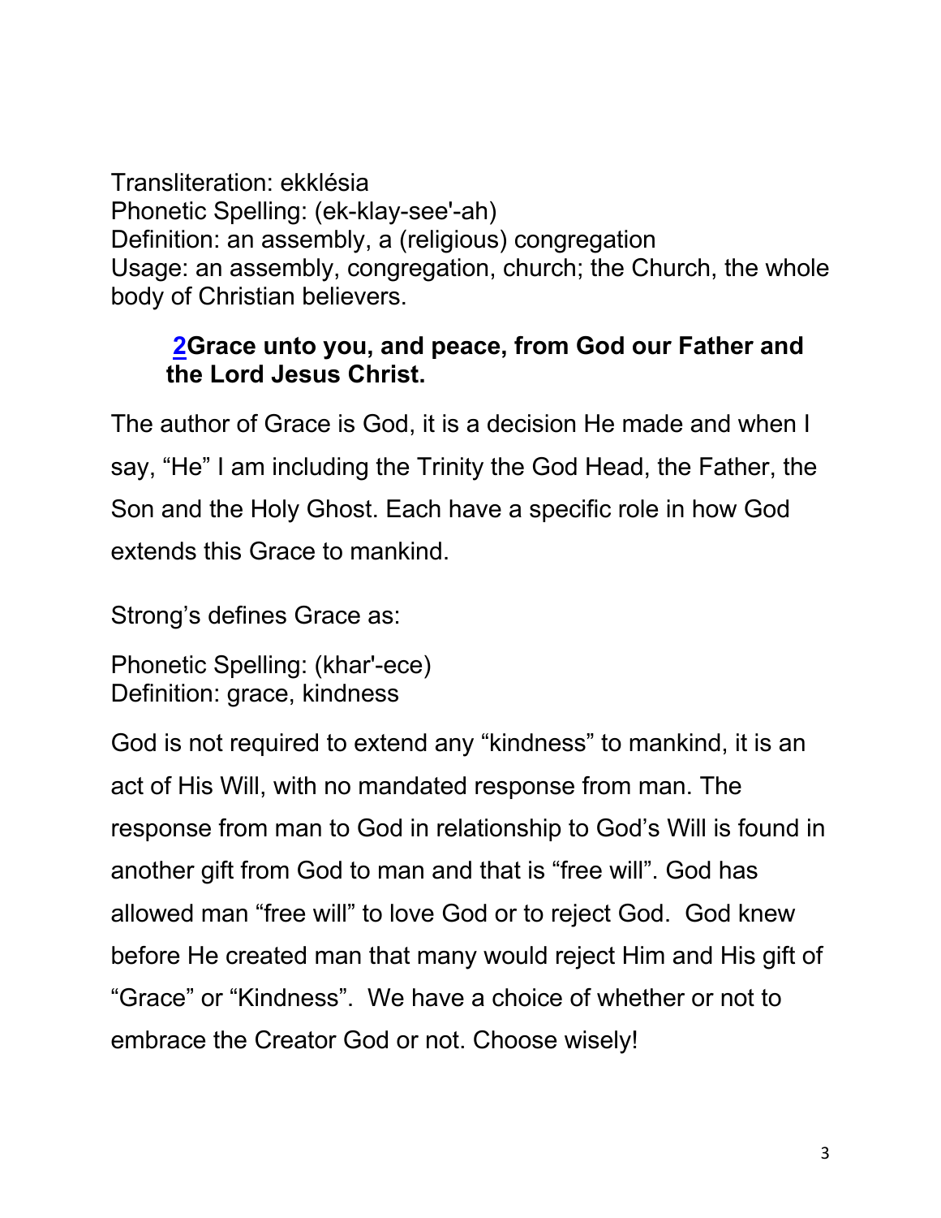Transliteration: ekklésia
Phonetic Spelling: (ek-klay-see'-ah)
Definition: an assembly, a (religious) congregation
Usage: an assembly, congregation, church; the Church, the whole body of Christian believers.

> **2Grace unto you, and peace, from God our Father and the Lord Jesus Christ.**

The author of Grace is God, it is a decision He made and when I say, "He" I am including the Trinity the God Head, the Father, the Son and the Holy Ghost. Each have a specific role in how God extends this Grace to mankind.

Strong's defines Grace as:

Phonetic Spelling: (khar'-ece)
Definition: grace, kindness

God is not required to extend any "kindness" to mankind, it is an act of His Will, with no mandated response from man. The response from man to God in relationship to God's Will is found in another gift from God to man and that is "free will". God has allowed man "free will" to love God or to reject God. God knew before He created man that many would reject Him and His gift of "Grace" or "Kindness". We have a choice of whether or not to embrace the Creator God or not. Choose wisely!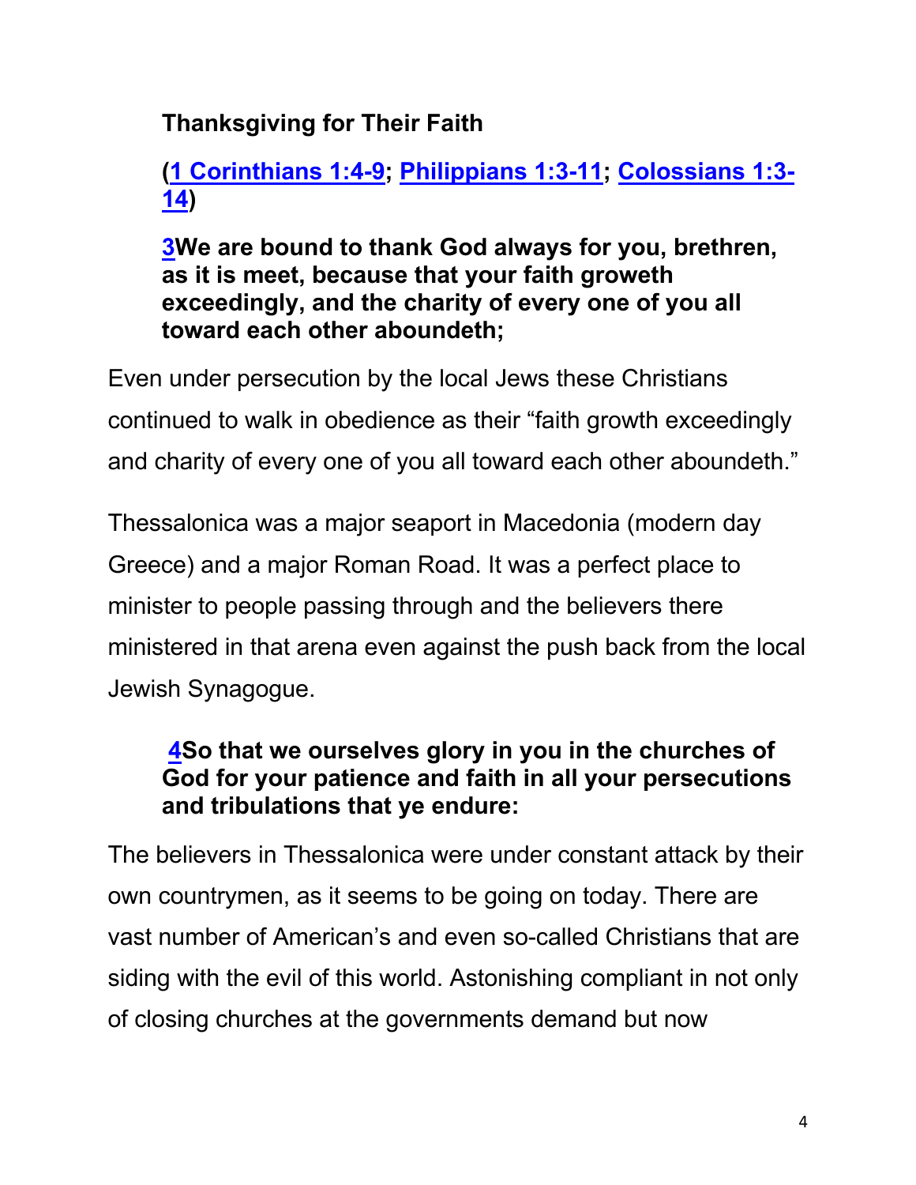**Thanksgiving for Their Faith**

**([1 Corinthians 1:4-9]; [Philippians 1:3-11]; [Colossians 1:3-14])**

**[3]We are bound to thank God always for you, brethren, as it is meet, because that your faith groweth exceedingly, and the charity of every one of you all toward each other aboundeth;**

Even under persecution by the local Jews these Christians continued to walk in obedience as their "faith growth exceedingly and charity of every one of you all toward each other aboundeth."

Thessalonica was a major seaport in Macedonia (modern day Greece) and a major Roman Road. It was a perfect place to minister to people passing through and the believers there ministered in that arena even against the push back from the local Jewish Synagogue.

**[4]So that we ourselves glory in you in the churches of God for your patience and faith in all your persecutions and tribulations that ye endure:**

The believers in Thessalonica were under constant attack by their own countrymen, as it seems to be going on today. There are vast number of American's and even so-called Christians that are siding with the evil of this world. Astonishing compliant in not only of closing churches at the governments demand but now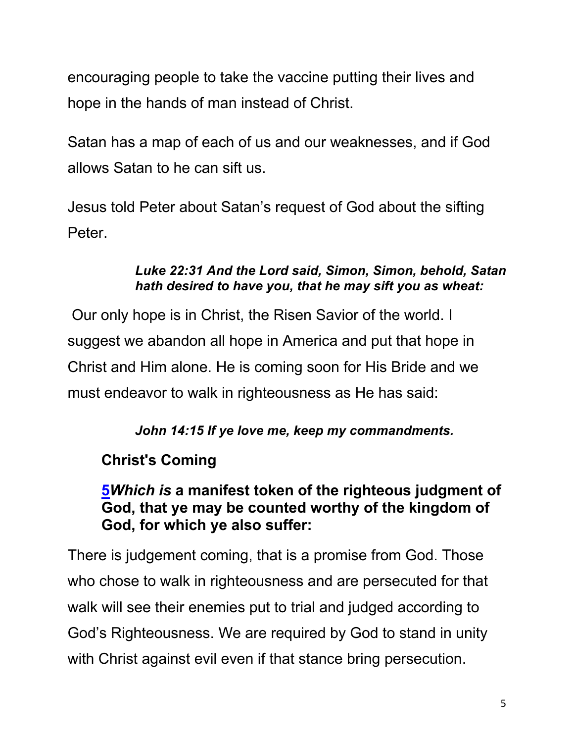encouraging people to take the vaccine putting their lives and hope in the hands of man instead of Christ.

Satan has a map of each of us and our weaknesses, and if God allows Satan to he can sift us.

Jesus told Peter about Satan's request of God about the sifting Peter.

> ***Luke 22:31 And the Lord said, Simon, Simon, behold, Satan hath desired to have you, that he may sift you as wheat:***

Our only hope is in Christ, the Risen Savior of the world. I suggest we abandon all hope in America and put that hope in Christ and Him alone. He is coming soon for His Bride and we must endeavor to walk in righteousness as He has said:

> ***John 14:15 If ye love me, keep my commandments.***

### Christ's Coming

**5*Which is* a manifest token of the righteous judgment of God, that ye may be counted worthy of the kingdom of God, for which ye also suffer:**

There is judgement coming, that is a promise from God. Those who chose to walk in righteousness and are persecuted for that walk will see their enemies put to trial and judged according to God's Righteousness. We are required by God to stand in unity with Christ against evil even if that stance bring persecution.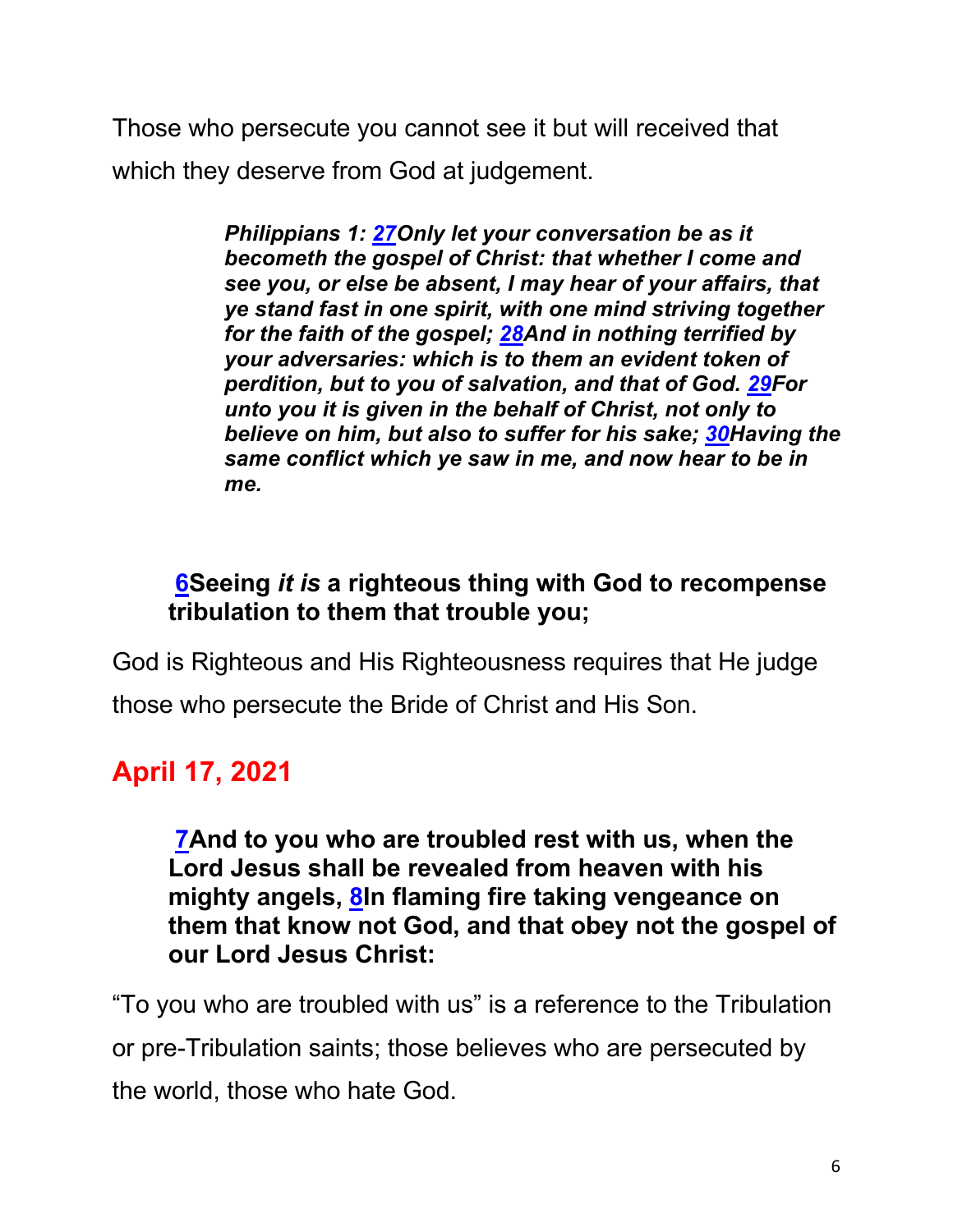Those who persecute you cannot see it but will received that which they deserve from God at judgement.

> ***Philippians 1: 27Only let your conversation be as it becometh the gospel of Christ: that whether I come and see you, or else be absent, I may hear of your affairs, that ye stand fast in one spirit, with one mind striving together for the faith of the gospel; 28And in nothing terrified by your adversaries: which is to them an evident token of perdition, but to you of salvation, and that of God. 29For unto you it is given in the behalf of Christ, not only to believe on him, but also to suffer for his sake; 30Having the same conflict which ye saw in me, and now hear to be in me.***

> **6Seeing *it is* a righteous thing with God to recompense tribulation to them that trouble you;**

God is Righteous and His Righteousness requires that He judge those who persecute the Bride of Christ and His Son.

## April 17, 2021

> **7And to you who are troubled rest with us, when the Lord Jesus shall be revealed from heaven with his mighty angels, 8In flaming fire taking vengeance on them that know not God, and that obey not the gospel of our Lord Jesus Christ:**

"To you who are troubled with us" is a reference to the Tribulation or pre-Tribulation saints; those believes who are persecuted by the world, those who hate God.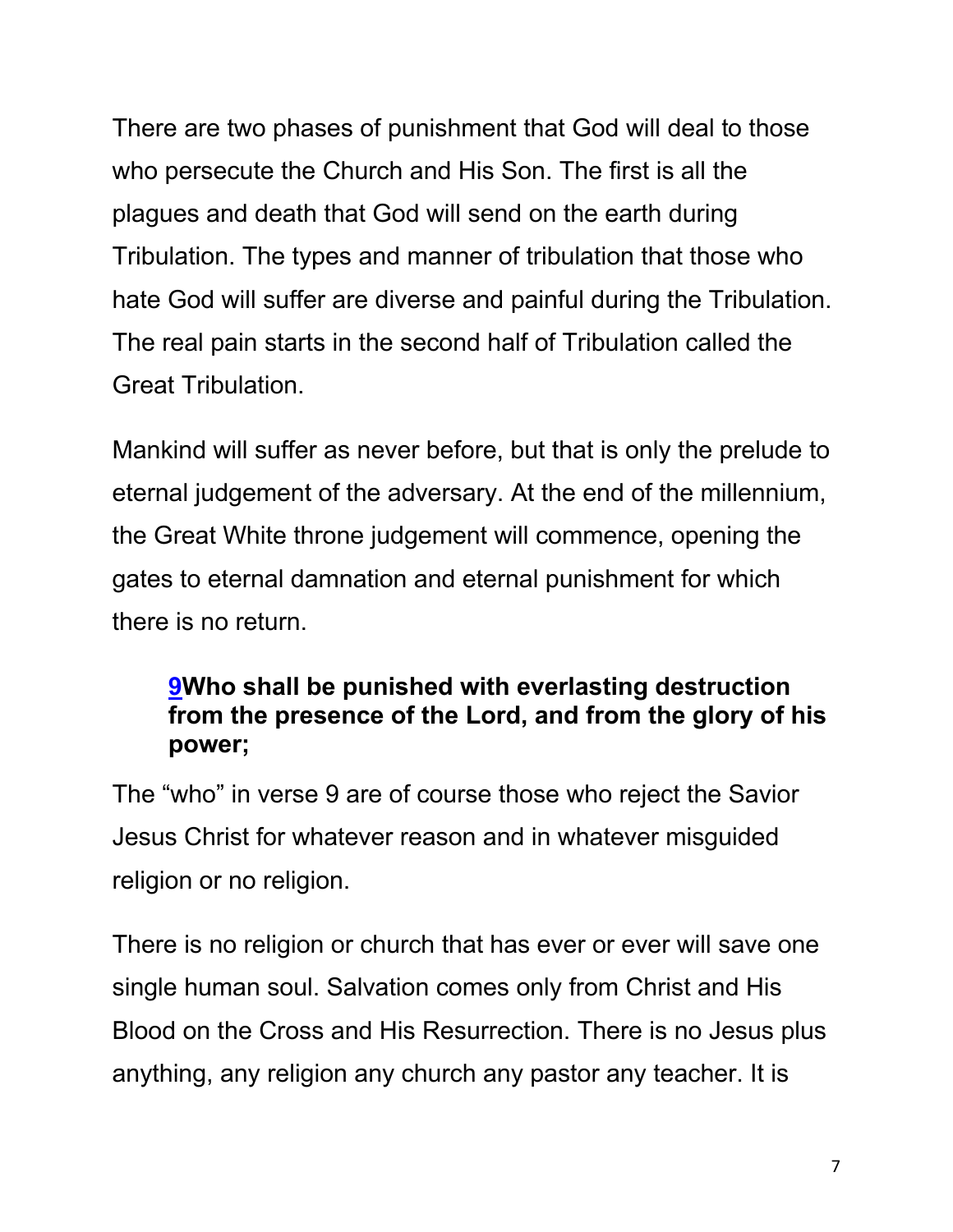There are two phases of punishment that God will deal to those who persecute the Church and His Son. The first is all the plagues and death that God will send on the earth during Tribulation. The types and manner of tribulation that those who hate God will suffer are diverse and painful during the Tribulation. The real pain starts in the second half of Tribulation called the Great Tribulation.

Mankind will suffer as never before, but that is only the prelude to eternal judgement of the adversary. At the end of the millennium, the Great White throne judgement will commence, opening the gates to eternal damnation and eternal punishment for which there is no return.

> **9Who shall be punished with everlasting destruction from the presence of the Lord, and from the glory of his power;**

The "who" in verse 9 are of course those who reject the Savior Jesus Christ for whatever reason and in whatever misguided religion or no religion.

There is no religion or church that has ever or ever will save one single human soul. Salvation comes only from Christ and His Blood on the Cross and His Resurrection. There is no Jesus plus anything, any religion any church any pastor any teacher. It is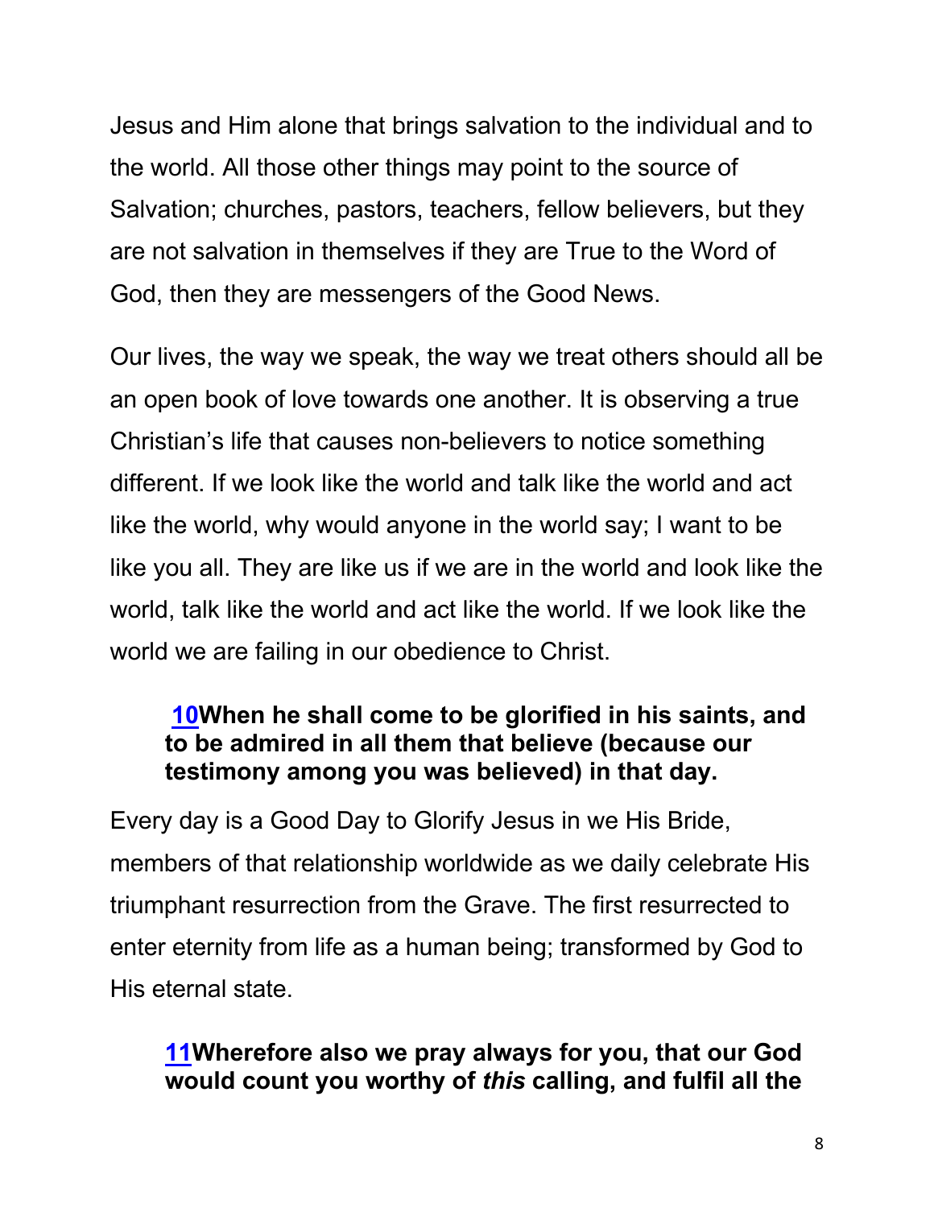Jesus and Him alone that brings salvation to the individual and to the world. All those other things may point to the source of Salvation; churches, pastors, teachers, fellow believers, but they are not salvation in themselves if they are True to the Word of God, then they are messengers of the Good News.

Our lives, the way we speak, the way we treat others should all be an open book of love towards one another. It is observing a true Christian's life that causes non-believers to notice something different. If we look like the world and talk like the world and act like the world, why would anyone in the world say; I want to be like you all. They are like us if we are in the world and look like the world, talk like the world and act like the world. If we look like the world we are failing in our obedience to Christ.

> **10When he shall come to be glorified in his saints, and to be admired in all them that believe (because our testimony among you was believed) in that day.**

Every day is a Good Day to Glorify Jesus in we His Bride, members of that relationship worldwide as we daily celebrate His triumphant resurrection from the Grave. The first resurrected to enter eternity from life as a human being; transformed by God to His eternal state.

> **11Wherefore also we pray always for you, that our God would count you worthy of *this* calling, and fulfil all the**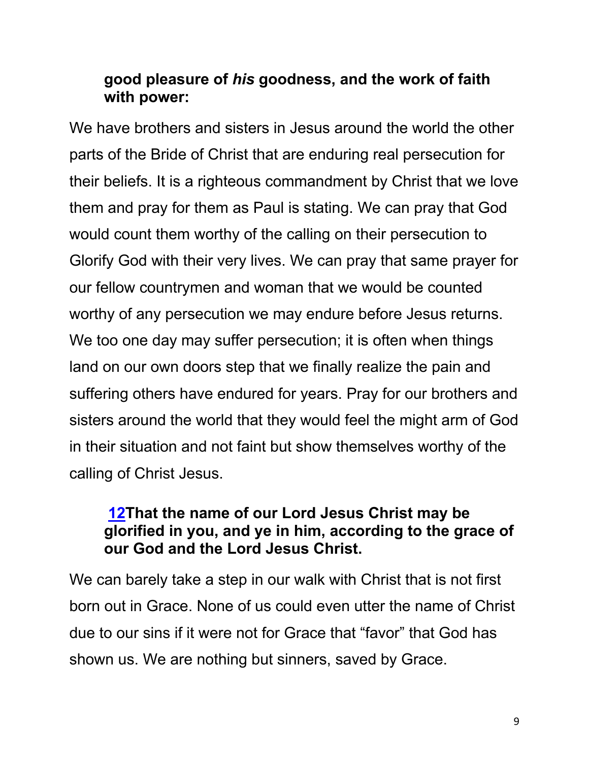**good pleasure of *his* goodness, and the work of faith with power:**

We have brothers and sisters in Jesus around the world the other parts of the Bride of Christ that are enduring real persecution for their beliefs. It is a righteous commandment by Christ that we love them and pray for them as Paul is stating. We can pray that God would count them worthy of the calling on their persecution to Glorify God with their very lives. We can pray that same prayer for our fellow countrymen and woman that we would be counted worthy of any persecution we may endure before Jesus returns. We too one day may suffer persecution; it is often when things land on our own doors step that we finally realize the pain and suffering others have endured for years. Pray for our brothers and sisters around the world that they would feel the might arm of God in their situation and not faint but show themselves worthy of the calling of Christ Jesus.

**12That the name of our Lord Jesus Christ may be glorified in you, and ye in him, according to the grace of our God and the Lord Jesus Christ.**

We can barely take a step in our walk with Christ that is not first born out in Grace. None of us could even utter the name of Christ due to our sins if it were not for Grace that "favor" that God has shown us. We are nothing but sinners, saved by Grace.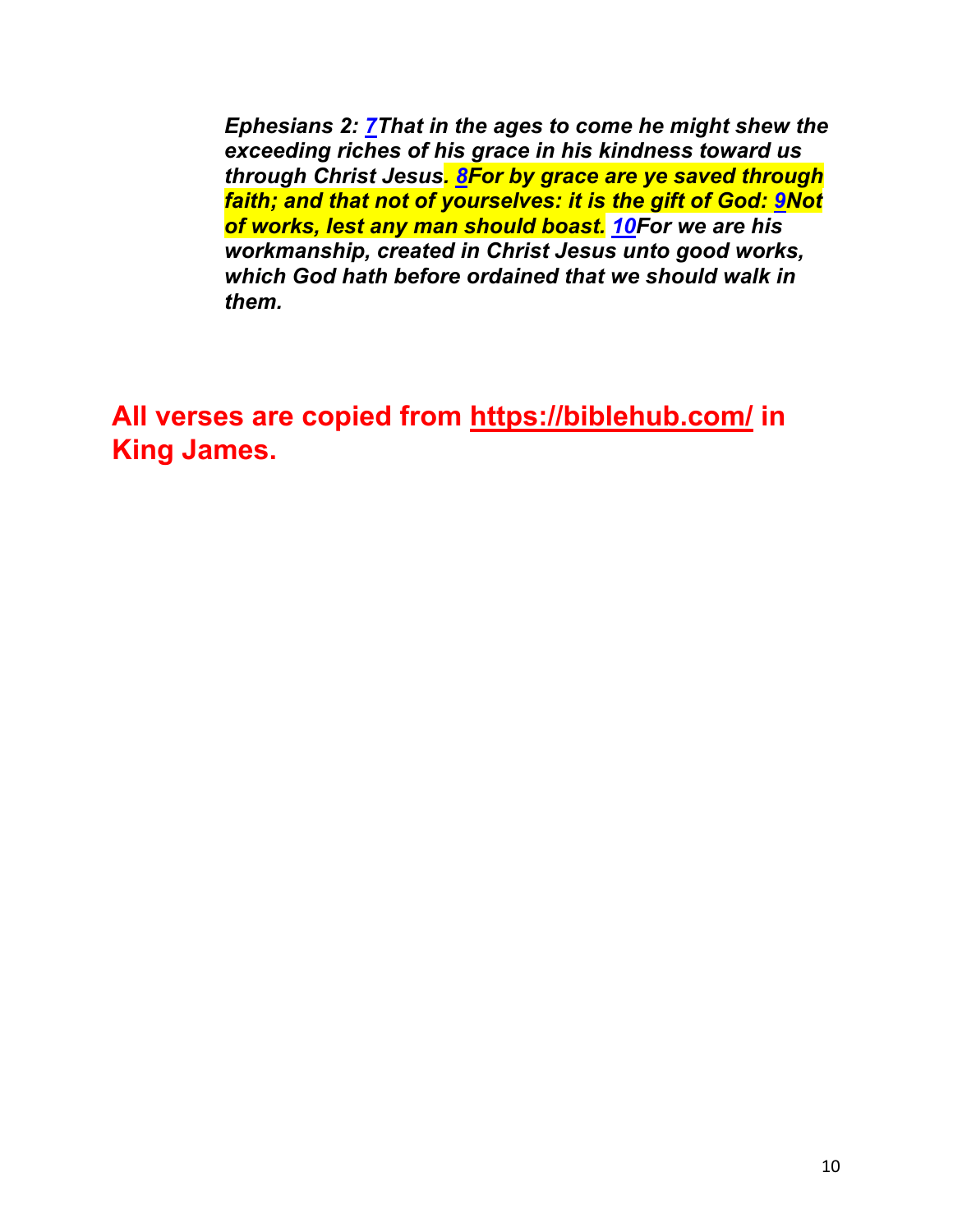***Ephesians 2: [7](#)That in the ages to come he might shew the exceeding riches of his grace in his kindness toward us through Christ Jesus. [8](#)For by grace are ye saved through faith; and that not of yourselves: it is the gift of God: [9](#)Not of works, lest any man should boast. [10](#)For we are his workmanship, created in Christ Jesus unto good works, which God hath before ordained that we should walk in them.***

**All verses are copied from [https://biblehub.com/](https://biblehub.com/) in King James.**